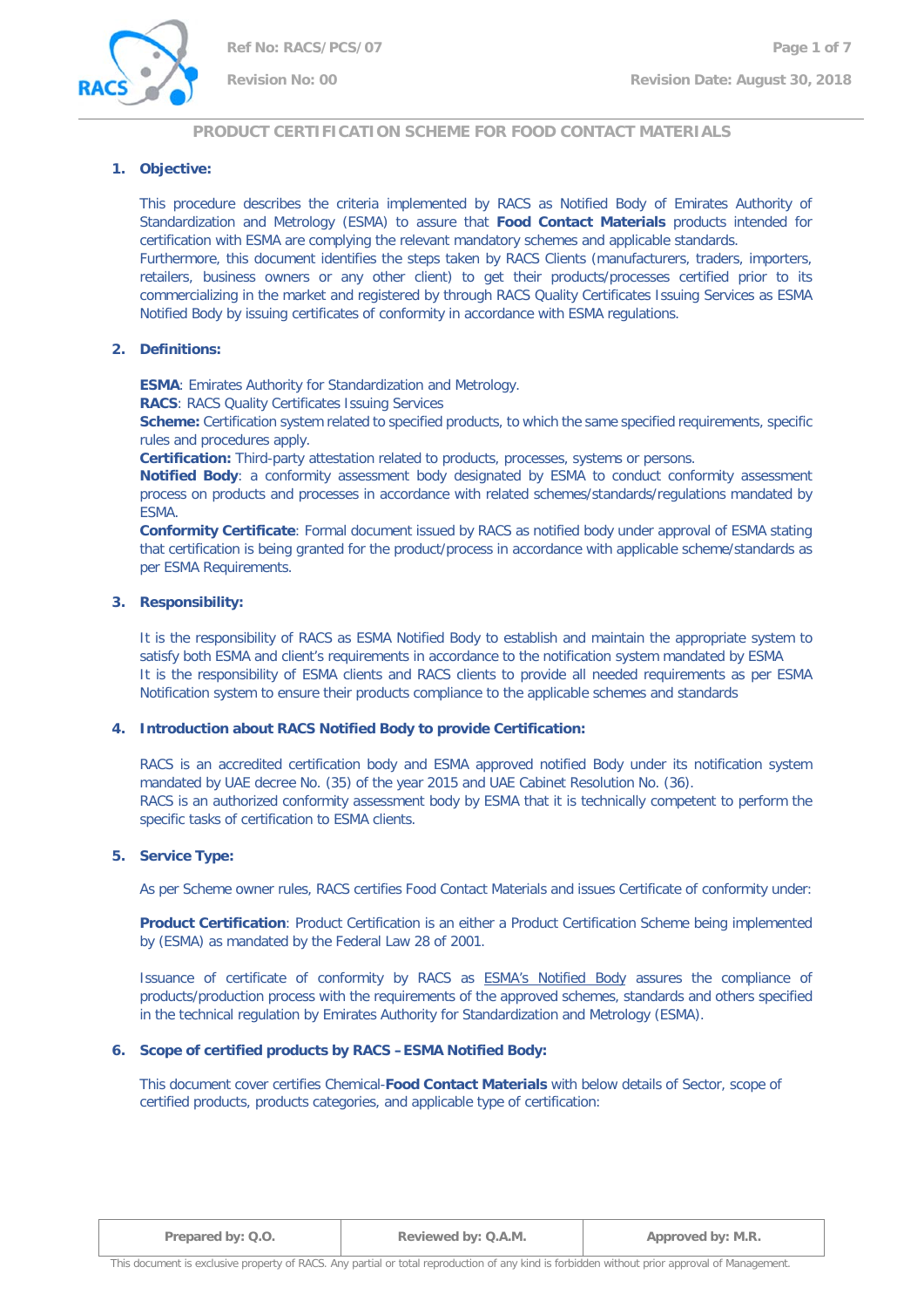# PRODUCT CERTIFICATION SCHEME FOR FOOD CONTACT MATERIALS

## 1. Objective:

This procedure describes the criteria implemented by RACS as Notified Body of Emirates Authority of Standardization and Metrology (ESMA) to assure that **Food Contact Materials** products intended for certification with ESMA are complying the relevant mandatory schemes and applicable standards.
Furthermore, this document identifies the steps taken by RACS Clients (manufacturers, traders, importers, retailers, business owners or any other client) to get their products/processes certified prior to its commercializing in the market and registered by through RACS Quality Certificates Issuing Services as ESMA Notified Body by issuing certificates of conformity in accordance with ESMA regulations.

## 2. Definitions:

**ESMA**: Emirates Authority for Standardization and Metrology.
**RACS**: RACS Quality Certificates Issuing Services
**Scheme:** Certification system related to specified products, to which the same specified requirements, specific rules and procedures apply.
**Certification:** Third-party attestation related to products, processes, systems or persons.
**Notified Body**: a conformity assessment body designated by ESMA to conduct conformity assessment process on products and processes in accordance with related schemes/standards/regulations mandated by ESMA.
**Conformity Certificate**: Formal document issued by RACS as notified body under approval of ESMA stating that certification is being granted for the product/process in accordance with applicable scheme/standards as per ESMA Requirements.

## 3. Responsibility:

It is the responsibility of RACS as ESMA Notified Body to establish and maintain the appropriate system to satisfy both ESMA and client's requirements in accordance to the notification system mandated by ESMA
It is the responsibility of ESMA clients and RACS clients to provide all needed requirements as per ESMA Notification system to ensure their products compliance to the applicable schemes and standards

## 4. Introduction about RACS Notified Body to provide Certification:

RACS is an accredited certification body and ESMA approved notified Body under its notification system mandated by UAE decree No. (35) of the year 2015 and UAE Cabinet Resolution No. (36).
RACS is an authorized conformity assessment body by ESMA that it is technically competent to perform the specific tasks of certification to ESMA clients.

## 5. Service Type:

As per Scheme owner rules, RACS certifies Food Contact Materials and issues Certificate of conformity under:

**Product Certification**: Product Certification is an either a Product Certification Scheme being implemented by (ESMA) as mandated by the Federal Law 28 of 2001.

Issuance of certificate of conformity by RACS as ESMA's Notified Body assures the compliance of products/production process with the requirements of the approved schemes, standards and others specified in the technical regulation by Emirates Authority for Standardization and Metrology (ESMA).

## 6. Scope of certified products by RACS – ESMA Notified Body:

This document cover certifies Chemical-**Food Contact Materials** with below details of Sector, scope of certified products, products categories, and applicable type of certification: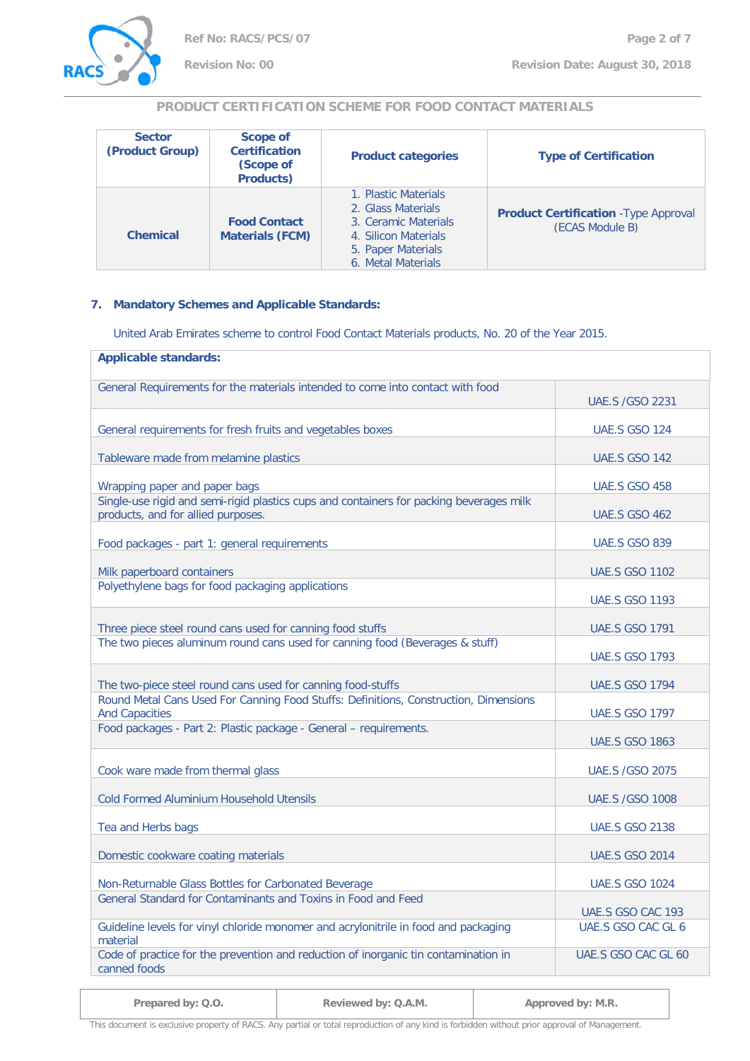**PRODUCT CERTIFICATION SCHEME FOR FOOD CONTACT MATERIALS**

| Sector (Product Group) | Scope of Certification (Scope of Products) | Product categories | Type of Certification |
|---|---|---|---|
| **Chemical** | **Food Contact Materials (FCM)** | 1. Plastic Materials<br>2. Glass Materials<br>3. Ceramic Materials<br>4. Silicon Materials<br>5. Paper Materials<br>6. Metal Materials | **Product Certification** -Type Approval (ECAS Module B) |

## 7. Mandatory Schemes and Applicable Standards:

United Arab Emirates scheme to control Food Contact Materials products, No. 20 of the Year 2015.

| **Applicable standards:** | |
|---|---|
| General Requirements for the materials intended to come into contact with food | UAE.S /GSO 2231 |
| General requirements for fresh fruits and vegetables boxes | UAE.S GSO 124 |
| Tableware made from melamine plastics | UAE.S GSO 142 |
| Wrapping paper and paper bags | UAE.S GSO 458 |
| Single-use rigid and semi-rigid plastics cups and containers for packing beverages milk products, and for allied purposes. | UAE.S GSO 462 |
| Food packages - part 1: general requirements | UAE.S GSO 839 |
| Milk paperboard containers | UAE.S GSO 1102 |
| Polyethylene bags for food packaging applications | UAE.S GSO 1193 |
| Three piece steel round cans used for canning food stuffs | UAE.S GSO 1791 |
| The two pieces aluminum round cans used for canning food (Beverages & stuff) | UAE.S GSO 1793 |
| The two-piece steel round cans used for canning food-stuffs | UAE.S GSO 1794 |
| Round Metal Cans Used For Canning Food Stuffs: Definitions, Construction, Dimensions And Capacities | UAE.S GSO 1797 |
| Food packages - Part 2: Plastic package - General – requirements. | UAE.S GSO 1863 |
| Cook ware made from thermal glass | UAE.S /GSO 2075 |
| Cold Formed Aluminium Household Utensils | UAE.S /GSO 1008 |
| Tea and Herbs bags | UAE.S GSO 2138 |
| Domestic cookware coating materials | UAE.S GSO 2014 |
| Non-Returnable Glass Bottles for Carbonated Beverage | UAE.S GSO 1024 |
| General Standard for Contaminants and Toxins in Food and Feed | UAE.S GSO CAC 193 |
| Guideline levels for vinyl chloride monomer and acrylonitrile in food and packaging material | UAE.S GSO CAC GL 6 |
| Code of practice for the prevention and reduction of inorganic tin contamination in canned foods | UAE.S GSO CAC GL 60 |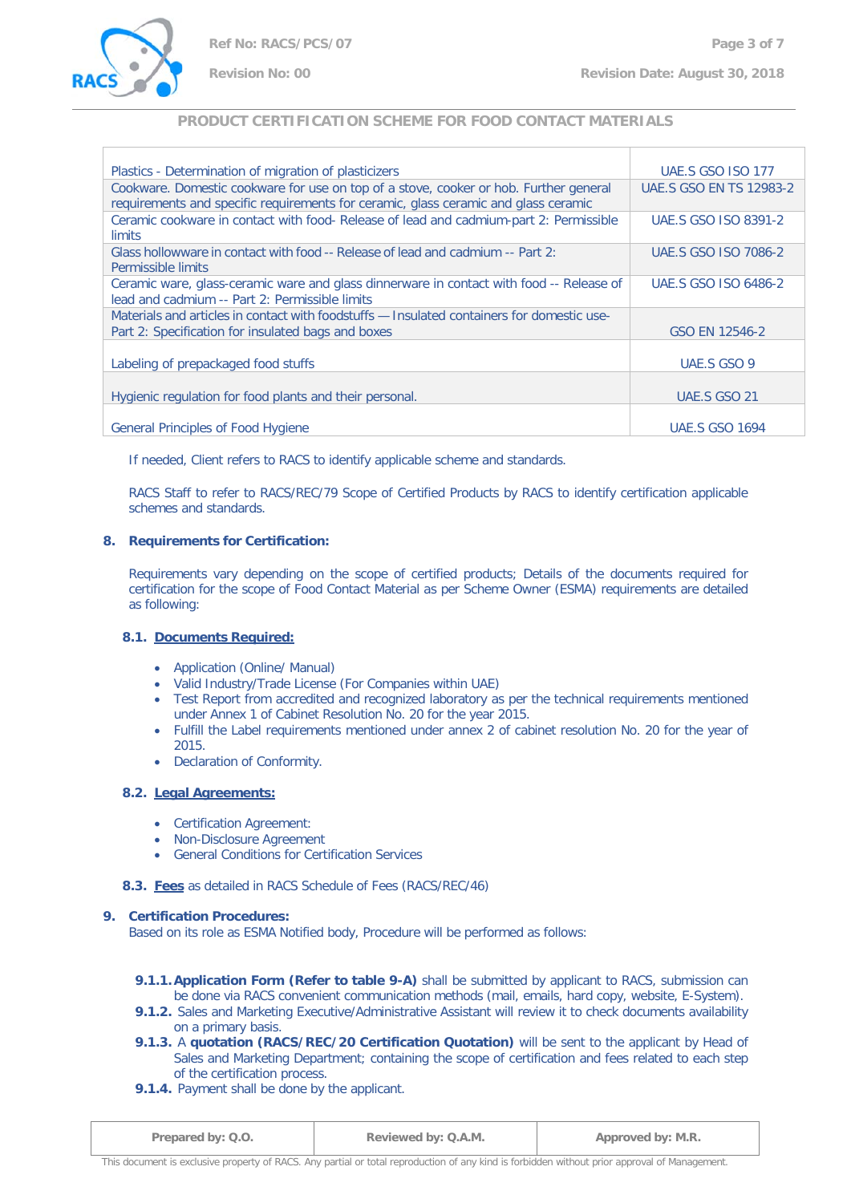| | |
|---|---|
| Plastics - Determination of migration of plasticizers | UAE.S GSO ISO 177 |
| Cookware. Domestic cookware for use on top of a stove, cooker or hob. Further general requirements and specific requirements for ceramic, glass ceramic and glass ceramic | UAE.S GSO EN TS 12983-2 |
| Ceramic cookware in contact with food- Release of lead and cadmium-part 2: Permissible limits | UAE.S GSO ISO 8391-2 |
| Glass hollowware in contact with food -- Release of lead and cadmium -- Part 2: Permissible limits | UAE.S GSO ISO 7086-2 |
| Ceramic ware, glass-ceramic ware and glass dinnerware in contact with food -- Release of lead and cadmium -- Part 2: Permissible limits | UAE.S GSO ISO 6486-2 |
| Materials and articles in contact with foodstuffs — Insulated containers for domestic use- Part 2: Specification for insulated bags and boxes | GSO EN 12546-2 |
| Labeling of prepackaged food stuffs | UAE.S GSO 9 |
| Hygienic regulation for food plants and their personal. | UAE.S GSO 21 |
| General Principles of Food Hygiene | UAE.S GSO 1694 |

If needed, Client refers to RACS to identify applicable scheme and standards.

RACS Staff to refer to RACS/REC/79 Scope of Certified Products by RACS to identify certification applicable schemes and standards.

## 8. Requirements for Certification:

Requirements vary depending on the scope of certified products; Details of the documents required for certification for the scope of Food Contact Material as per Scheme Owner (ESMA) requirements are detailed as following:

### 8.1. Documents Required:

- Application (Online/ Manual)
- Valid Industry/Trade License (For Companies within UAE)
- Test Report from accredited and recognized laboratory as per the technical requirements mentioned under Annex 1 of Cabinet Resolution No. 20 for the year 2015.
- Fulfill the Label requirements mentioned under annex 2 of cabinet resolution No. 20 for the year of 2015.
- Declaration of Conformity.

### 8.2. Legal Agreements:

- Certification Agreement:
- Non-Disclosure Agreement
- General Conditions for Certification Services

### 8.3. Fees as detailed in RACS Schedule of Fees (RACS/REC/46)

## 9. Certification Procedures:

Based on its role as ESMA Notified body, Procedure will be performed as follows:

**9.1.1. Application Form (Refer to table 9-A)** shall be submitted by applicant to RACS, submission can be done via RACS convenient communication methods (mail, emails, hard copy, website, E-System).

**9.1.2.** Sales and Marketing Executive/Administrative Assistant will review it to check documents availability on a primary basis.

**9.1.3.** A **quotation (RACS/REC/20 Certification Quotation)** will be sent to the applicant by Head of Sales and Marketing Department; containing the scope of certification and fees related to each step of the certification process.

**9.1.4.** Payment shall be done by the applicant.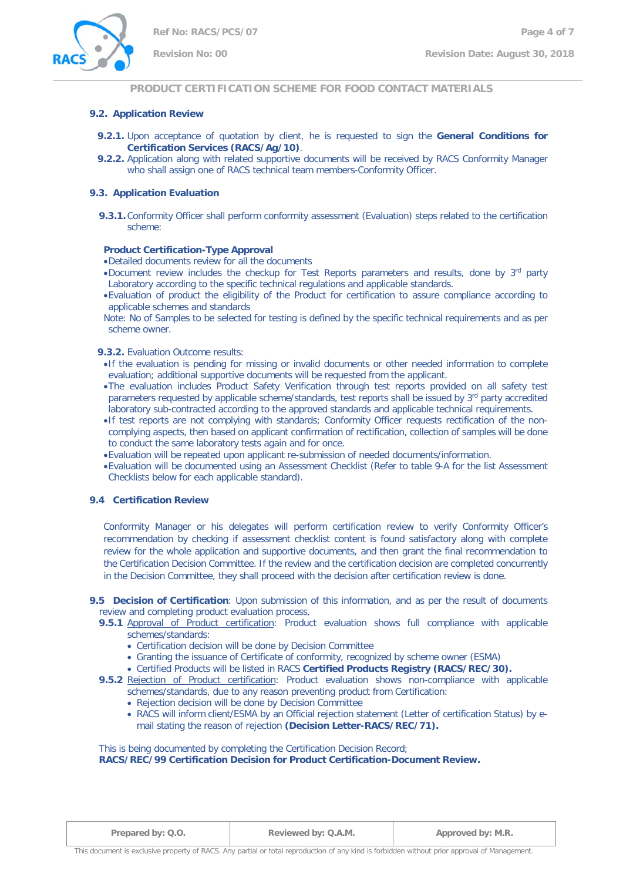PRODUCT CERTIFICATION SCHEME FOR FOOD CONTACT MATERIALS

### 9.2. Application Review

**9.2.1.** Upon acceptance of quotation by client, he is requested to sign the **General Conditions for Certification Services (RACS/Ag/10)**.

**9.2.2.** Application along with related supportive documents will be received by RACS Conformity Manager who shall assign one of RACS technical team members-Conformity Officer.

### 9.3. Application Evaluation

**9.3.1.** Conformity Officer shall perform conformity assessment (Evaluation) steps related to the certification scheme:

**Product Certification-Type Approval**

- Detailed documents review for all the documents
- Document review includes the checkup for Test Reports parameters and results, done by 3rd party Laboratory according to the specific technical regulations and applicable standards.
- Evaluation of product the eligibility of the Product for certification to assure compliance according to applicable schemes and standards

Note: No of Samples to be selected for testing is defined by the specific technical requirements and as per scheme owner.

**9.3.2.** Evaluation Outcome results:

- If the evaluation is pending for missing or invalid documents or other needed information to complete evaluation; additional supportive documents will be requested from the applicant.
- The evaluation includes Product Safety Verification through test reports provided on all safety test parameters requested by applicable scheme/standards, test reports shall be issued by 3rd party accredited laboratory sub-contracted according to the approved standards and applicable technical requirements.
- If test reports are not complying with standards; Conformity Officer requests rectification of the non-complying aspects, then based on applicant confirmation of rectification, collection of samples will be done to conduct the same laboratory tests again and for once.
- Evaluation will be repeated upon applicant re-submission of needed documents/information.
- Evaluation will be documented using an Assessment Checklist (Refer to table 9-A for the list Assessment Checklists below for each applicable standard).

### 9.4 Certification Review

Conformity Manager or his delegates will perform certification review to verify Conformity Officer's recommendation by checking if assessment checklist content is found satisfactory along with complete review for the whole application and supportive documents, and then grant the final recommendation to the Certification Decision Committee. If the review and the certification decision are completed concurrently in the Decision Committee, they shall proceed with the decision after certification review is done.

**9.5 Decision of Certification**: Upon submission of this information, and as per the result of documents review and completing product evaluation process,

**9.5.1** Approval of Product certification: Product evaluation shows full compliance with applicable schemes/standards:

- Certification decision will be done by Decision Committee
- Granting the issuance of Certificate of conformity, recognized by scheme owner (ESMA)
- Certified Products will be listed in RACS **Certified Products Registry (RACS/REC/30).**

**9.5.2** Rejection of Product certification: Product evaluation shows non-compliance with applicable schemes/standards, due to any reason preventing product from Certification:

- Rejection decision will be done by Decision Committee
- RACS will inform client/ESMA by an Official rejection statement (Letter of certification Status) by e-mail stating the reason of rejection **(Decision Letter-RACS/REC/71).**

This is being documented by completing the Certification Decision Record;
**RACS/REC/99 Certification Decision for Product Certification-Document Review.**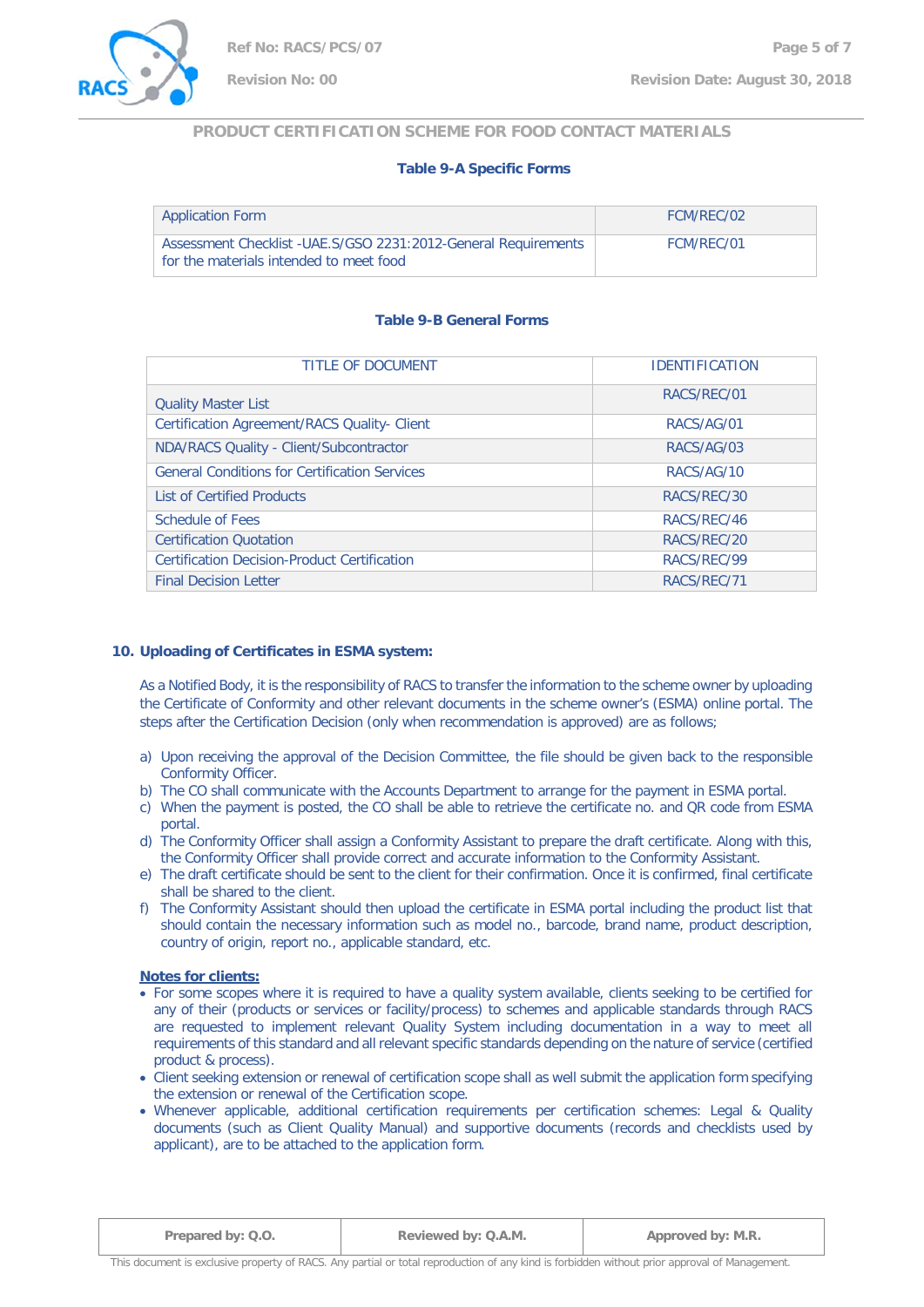**Table 9-A Specific Forms**

| | |
|---|---|
| Application Form | FCM/REC/02 |
| Assessment Checklist -UAE.S/GSO 2231:2012-General Requirements for the materials intended to meet food | FCM/REC/01 |

**Table 9-B General Forms**

| TITLE OF DOCUMENT | IDENTIFICATION |
|---|---|
| Quality Master List | RACS/REC/01 |
| Certification Agreement/RACS Quality- Client | RACS/AG/01 |
| NDA/RACS Quality - Client/Subcontractor | RACS/AG/03 |
| General Conditions for Certification Services | RACS/AG/10 |
| List of Certified Products | RACS/REC/30 |
| Schedule of Fees | RACS/REC/46 |
| Certification Quotation | RACS/REC/20 |
| Certification Decision-Product Certification | RACS/REC/99 |
| Final Decision Letter | RACS/REC/71 |

## 10. Uploading of Certificates in ESMA system:

As a Notified Body, it is the responsibility of RACS to transfer the information to the scheme owner by uploading the Certificate of Conformity and other relevant documents in the scheme owner's (ESMA) online portal. The steps after the Certification Decision (only when recommendation is approved) are as follows;

a) Upon receiving the approval of the Decision Committee, the file should be given back to the responsible Conformity Officer.
b) The CO shall communicate with the Accounts Department to arrange for the payment in ESMA portal.
c) When the payment is posted, the CO shall be able to retrieve the certificate no. and QR code from ESMA portal.
d) The Conformity Officer shall assign a Conformity Assistant to prepare the draft certificate. Along with this, the Conformity Officer shall provide correct and accurate information to the Conformity Assistant.
e) The draft certificate should be sent to the client for their confirmation. Once it is confirmed, final certificate shall be shared to the client.
f) The Conformity Assistant should then upload the certificate in ESMA portal including the product list that should contain the necessary information such as model no., barcode, brand name, product description, country of origin, report no., applicable standard, etc.

**<u>Notes for clients:</u>**

- For some scopes where it is required to have a quality system available, clients seeking to be certified for any of their (products or services or facility/process) to schemes and applicable standards through RACS are requested to implement relevant Quality System including documentation in a way to meet all requirements of this standard and all relevant specific standards depending on the nature of service (certified product & process).
- Client seeking extension or renewal of certification scope shall as well submit the application form specifying the extension or renewal of the Certification scope.
- Whenever applicable, additional certification requirements per certification schemes: Legal & Quality documents (such as Client Quality Manual) and supportive documents (records and checklists used by applicant), are to be attached to the application form.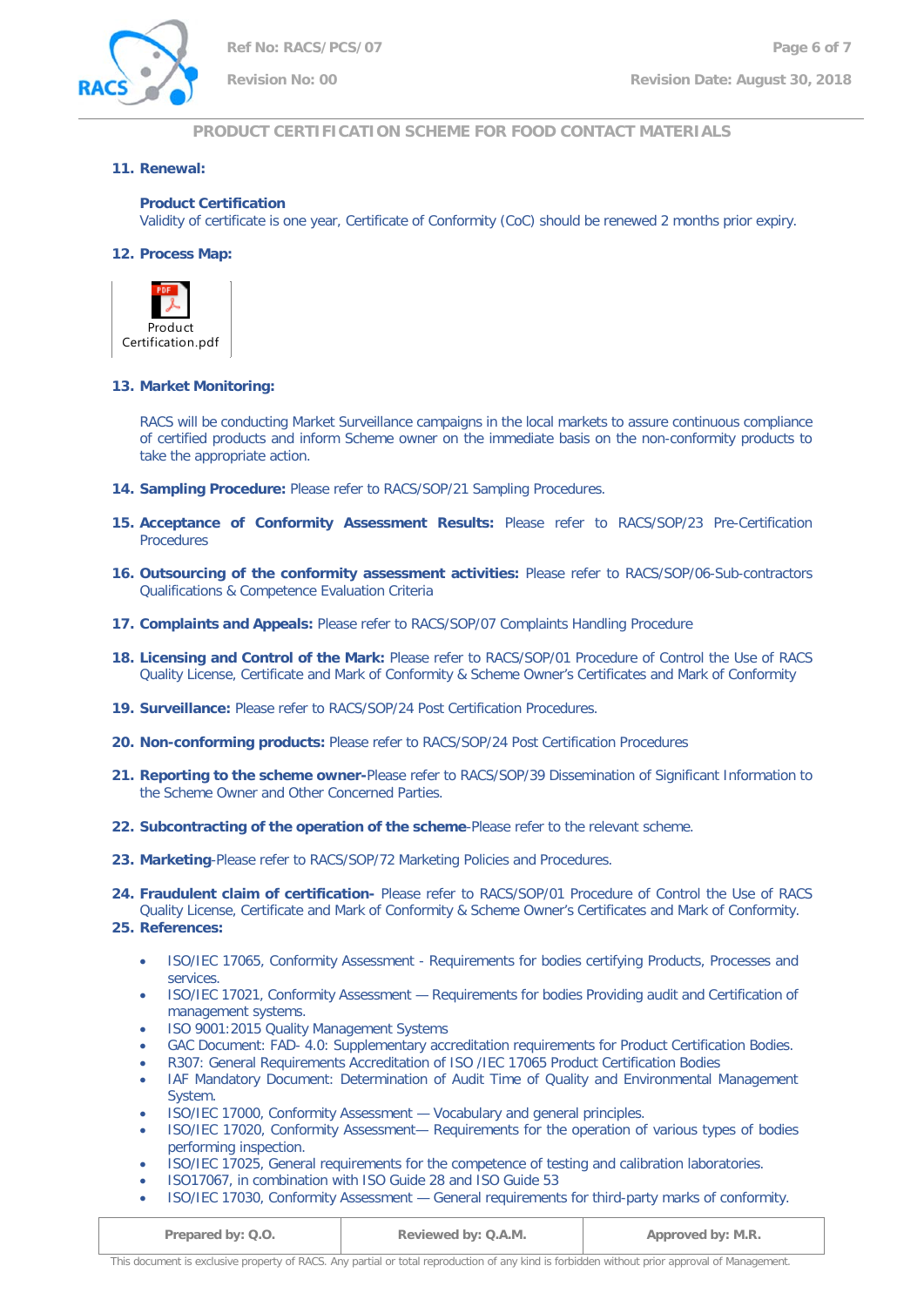**11. Renewal:**

**Product Certification**
Validity of certificate is one year, Certificate of Conformity (CoC) should be renewed 2 months prior expiry.

**12. Process Map:**

Product Certification.pdf

**13. Market Monitoring:**

RACS will be conducting Market Surveillance campaigns in the local markets to assure continuous compliance of certified products and inform Scheme owner on the immediate basis on the non-conformity products to take the appropriate action.

**14. Sampling Procedure:** Please refer to RACS/SOP/21 Sampling Procedures.

**15. Acceptance of Conformity Assessment Results:** Please refer to RACS/SOP/23 Pre-Certification Procedures

**16. Outsourcing of the conformity assessment activities:** Please refer to RACS/SOP/06-Sub-contractors Qualifications & Competence Evaluation Criteria

**17. Complaints and Appeals:** Please refer to RACS/SOP/07 Complaints Handling Procedure

**18. Licensing and Control of the Mark:** Please refer to RACS/SOP/01 Procedure of Control the Use of RACS Quality License, Certificate and Mark of Conformity & Scheme Owner's Certificates and Mark of Conformity

**19. Surveillance:** Please refer to RACS/SOP/24 Post Certification Procedures.

**20. Non-conforming products:** Please refer to RACS/SOP/24 Post Certification Procedures

**21. Reporting to the scheme owner-**Please refer to RACS/SOP/39 Dissemination of Significant Information to the Scheme Owner and Other Concerned Parties.

**22. Subcontracting of the operation of the scheme**-Please refer to the relevant scheme.

**23. Marketing**-Please refer to RACS/SOP/72 Marketing Policies and Procedures.

**24. Fraudulent claim of certification-** Please refer to RACS/SOP/01 Procedure of Control the Use of RACS Quality License, Certificate and Mark of Conformity & Scheme Owner's Certificates and Mark of Conformity.

**25. References:**

- ISO/IEC 17065, Conformity Assessment - Requirements for bodies certifying Products, Processes and services.
- ISO/IEC 17021, Conformity Assessment — Requirements for bodies Providing audit and Certification of management systems.
- ISO 9001:2015 Quality Management Systems
- GAC Document: FAD- 4.0: Supplementary accreditation requirements for Product Certification Bodies.
- R307: General Requirements Accreditation of ISO /IEC 17065 Product Certification Bodies
- IAF Mandatory Document: Determination of Audit Time of Quality and Environmental Management System.
- ISO/IEC 17000, Conformity Assessment — Vocabulary and general principles.
- ISO/IEC 17020, Conformity Assessment— Requirements for the operation of various types of bodies performing inspection.
- ISO/IEC 17025, General requirements for the competence of testing and calibration laboratories.
- ISO17067, in combination with ISO Guide 28 and ISO Guide 53
- ISO/IEC 17030, Conformity Assessment — General requirements for third-party marks of conformity.

| | | |
|---|---|---|
| Prepared by: Q.O. | Reviewed by: Q.A.M. | Approved by: M.R. |

This document is exclusive property of RACS. Any partial or total reproduction of any kind is forbidden without prior approval of Management.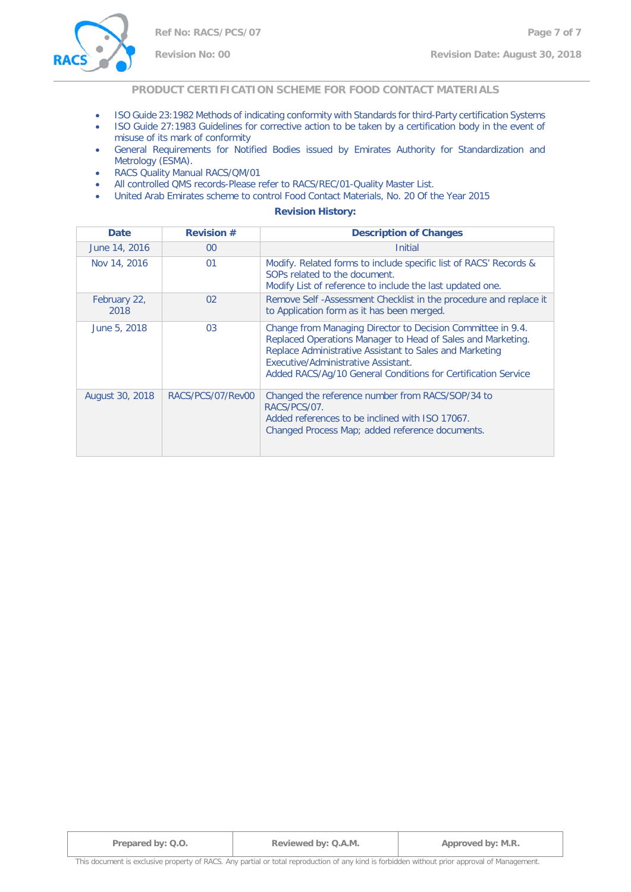- ISO Guide 23:1982 Methods of indicating conformity with Standards for third-Party certification Systems
- ISO Guide 27:1983 Guidelines for corrective action to be taken by a certification body in the event of misuse of its mark of conformity
- General Requirements for Notified Bodies issued by Emirates Authority for Standardization and Metrology (ESMA).
- RACS Quality Manual RACS/QM/01
- All controlled QMS records-Please refer to RACS/REC/01-Quality Master List.
- United Arab Emirates scheme to control Food Contact Materials, No. 20 Of the Year 2015

**Revision History:**

| Date | Revision # | Description of Changes |
|---|---|---|
| June 14, 2016 | 00 | Initial |
| Nov 14, 2016 | 01 | Modify. Related forms to include specific list of RACS' Records & SOPs related to the document.<br>Modify List of reference to include the last updated one. |
| February 22, 2018 | 02 | Remove Self -Assessment Checklist in the procedure and replace it to Application form as it has been merged. |
| June 5, 2018 | 03 | Change from Managing Director to Decision Committee in 9.4.<br>Replaced Operations Manager to Head of Sales and Marketing.<br>Replace Administrative Assistant to Sales and Marketing Executive/Administrative Assistant.<br>Added RACS/Ag/10 General Conditions for Certification Service |
| August 30, 2018 | RACS/PCS/07/Rev00 | Changed the reference number from RACS/SOP/34 to RACS/PCS/07.<br>Added references to be inclined with ISO 17067.<br>Changed Process Map; added reference documents. |

| Prepared by: Q.O. | Reviewed by: Q.A.M. | Approved by: M.R. |
|---|---|---|

This document is exclusive property of RACS. Any partial or total reproduction of any kind is forbidden without prior approval of Management.